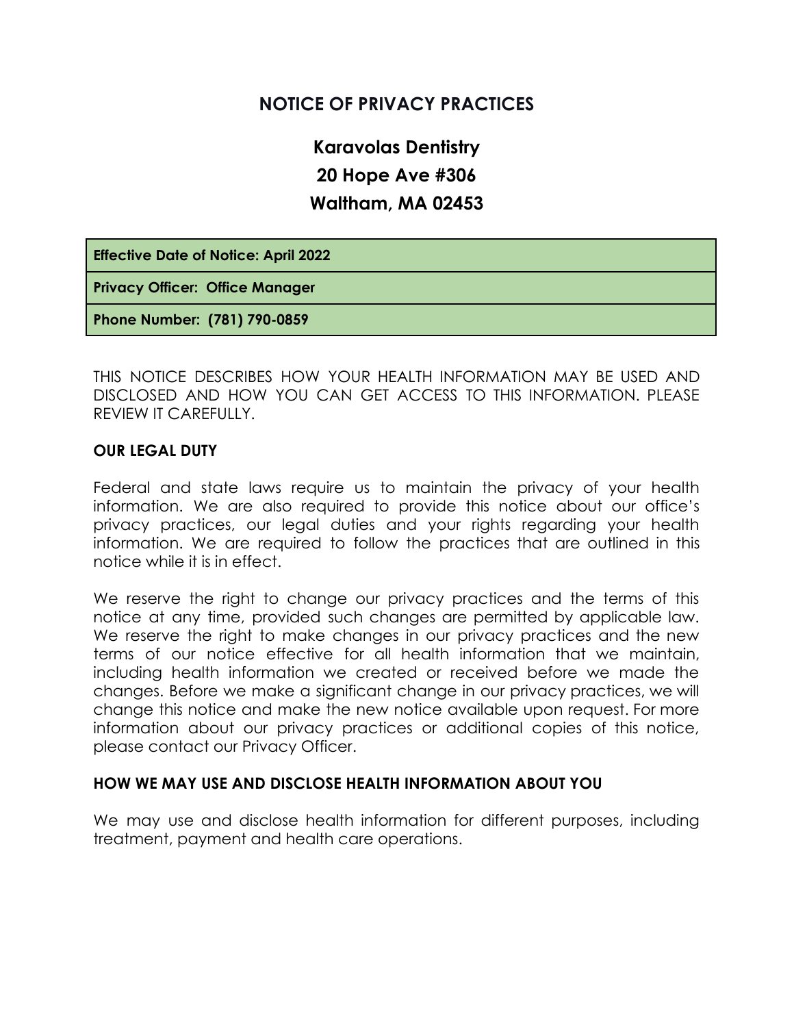# NOTICE OF PRIVACY PRACTICES

## Karavolas Dentistry
## 20 Hope Ave #306
## Waltham, MA 02453

| **Effective Date of Notice: April 2022** |
| --- |
| **Privacy Officer: Office Manager** |
| **Phone Number: (781) 790-0859** |

THIS NOTICE DESCRIBES HOW YOUR HEALTH INFORMATION MAY BE USED AND DISCLOSED AND HOW YOU CAN GET ACCESS TO THIS INFORMATION. PLEASE REVIEW IT CAREFULLY.

### OUR LEGAL DUTY

Federal and state laws require us to maintain the privacy of your health information. We are also required to provide this notice about our office's privacy practices, our legal duties and your rights regarding your health information. We are required to follow the practices that are outlined in this notice while it is in effect.

We reserve the right to change our privacy practices and the terms of this notice at any time, provided such changes are permitted by applicable law. We reserve the right to make changes in our privacy practices and the new terms of our notice effective for all health information that we maintain, including health information we created or received before we made the changes. Before we make a significant change in our privacy practices, we will change this notice and make the new notice available upon request. For more information about our privacy practices or additional copies of this notice, please contact our Privacy Officer.

### HOW WE MAY USE AND DISCLOSE HEALTH INFORMATION ABOUT YOU

We may use and disclose health information for different purposes, including treatment, payment and health care operations.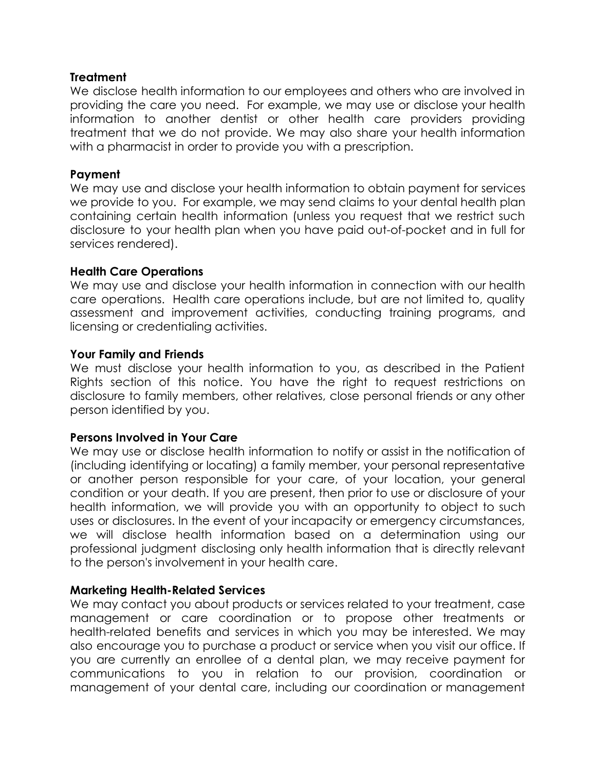**Treatment**

We disclose health information to our employees and others who are involved in providing the care you need. For example, we may use or disclose your health information to another dentist or other health care providers providing treatment that we do not provide. We may also share your health information with a pharmacist in order to provide you with a prescription.

**Payment**

We may use and disclose your health information to obtain payment for services we provide to you. For example, we may send claims to your dental health plan containing certain health information (unless you request that we restrict such disclosure to your health plan when you have paid out-of-pocket and in full for services rendered).

**Health Care Operations**

We may use and disclose your health information in connection with our health care operations. Health care operations include, but are not limited to, quality assessment and improvement activities, conducting training programs, and licensing or credentialing activities.

**Your Family and Friends**

We must disclose your health information to you, as described in the Patient Rights section of this notice. You have the right to request restrictions on disclosure to family members, other relatives, close personal friends or any other person identified by you.

**Persons Involved in Your Care**

We may use or disclose health information to notify or assist in the notification of (including identifying or locating) a family member, your personal representative or another person responsible for your care, of your location, your general condition or your death. If you are present, then prior to use or disclosure of your health information, we will provide you with an opportunity to object to such uses or disclosures. In the event of your incapacity or emergency circumstances, we will disclose health information based on a determination using our professional judgment disclosing only health information that is directly relevant to the person's involvement in your health care.

**Marketing Health-Related Services**

We may contact you about products or services related to your treatment, case management or care coordination or to propose other treatments or health-related benefits and services in which you may be interested. We may also encourage you to purchase a product or service when you visit our office. If you are currently an enrollee of a dental plan, we may receive payment for communications to you in relation to our provision, coordination or management of your dental care, including our coordination or management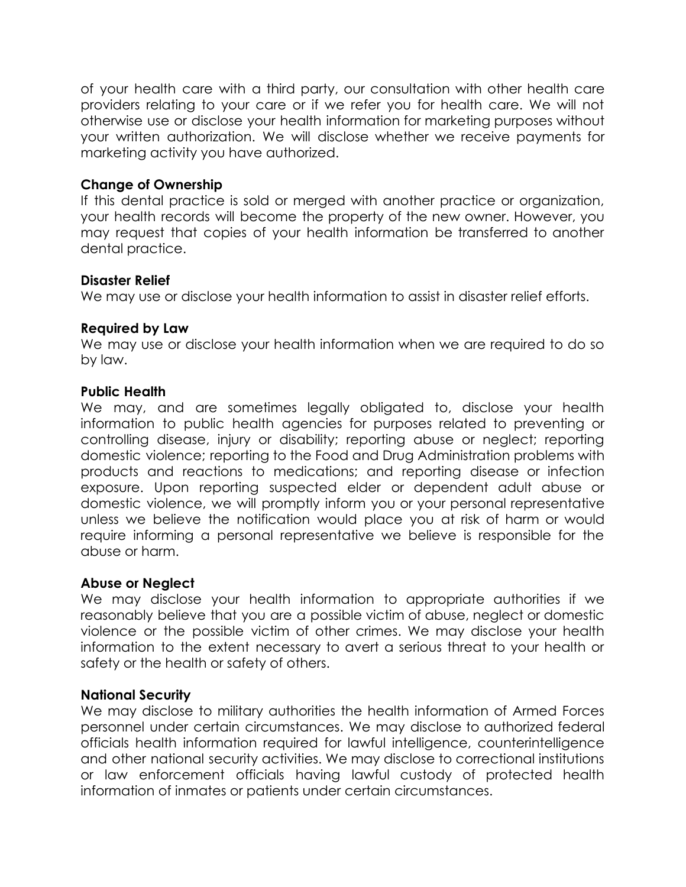of your health care with a third party, our consultation with other health care providers relating to your care or if we refer you for health care. We will not otherwise use or disclose your health information for marketing purposes without your written authorization. We will disclose whether we receive payments for marketing activity you have authorized.

**Change of Ownership**
If this dental practice is sold or merged with another practice or organization, your health records will become the property of the new owner. However, you may request that copies of your health information be transferred to another dental practice.

**Disaster Relief**
We may use or disclose your health information to assist in disaster relief efforts.

**Required by Law**
We may use or disclose your health information when we are required to do so by law.

**Public Health**
We may, and are sometimes legally obligated to, disclose your health information to public health agencies for purposes related to preventing or controlling disease, injury or disability; reporting abuse or neglect; reporting domestic violence; reporting to the Food and Drug Administration problems with products and reactions to medications; and reporting disease or infection exposure. Upon reporting suspected elder or dependent adult abuse or domestic violence, we will promptly inform you or your personal representative unless we believe the notification would place you at risk of harm or would require informing a personal representative we believe is responsible for the abuse or harm.

**Abuse or Neglect**
We may disclose your health information to appropriate authorities if we reasonably believe that you are a possible victim of abuse, neglect or domestic violence or the possible victim of other crimes. We may disclose your health information to the extent necessary to avert a serious threat to your health or safety or the health or safety of others.

**National Security**
We may disclose to military authorities the health information of Armed Forces personnel under certain circumstances. We may disclose to authorized federal officials health information required for lawful intelligence, counterintelligence and other national security activities. We may disclose to correctional institutions or law enforcement officials having lawful custody of protected health information of inmates or patients under certain circumstances.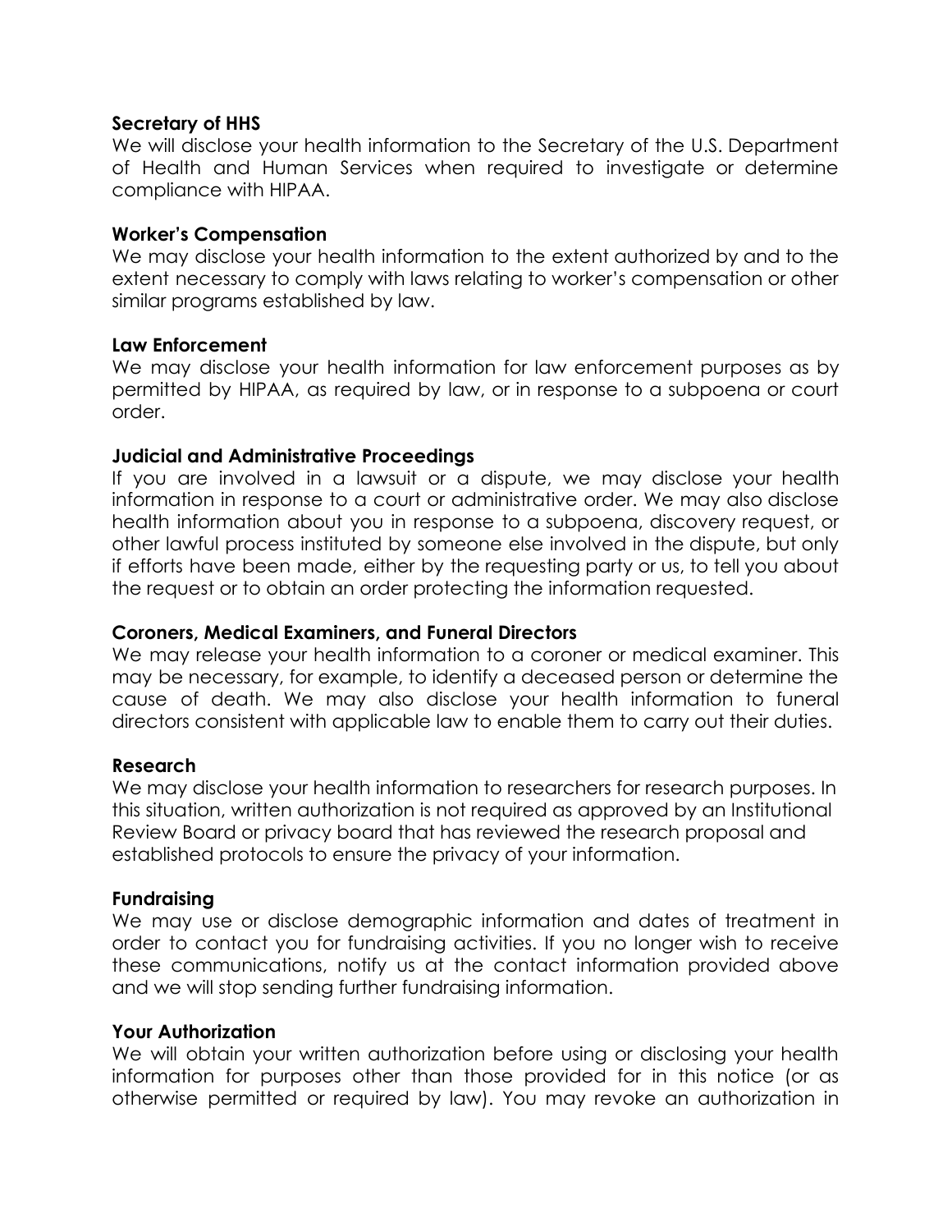**Secretary of HHS**
We will disclose your health information to the Secretary of the U.S. Department of Health and Human Services when required to investigate or determine compliance with HIPAA.

**Worker's Compensation**
We may disclose your health information to the extent authorized by and to the extent necessary to comply with laws relating to worker's compensation or other similar programs established by law.

**Law Enforcement**
We may disclose your health information for law enforcement purposes as by permitted by HIPAA, as required by law, or in response to a subpoena or court order.

**Judicial and Administrative Proceedings**
If you are involved in a lawsuit or a dispute, we may disclose your health information in response to a court or administrative order. We may also disclose health information about you in response to a subpoena, discovery request, or other lawful process instituted by someone else involved in the dispute, but only if efforts have been made, either by the requesting party or us, to tell you about the request or to obtain an order protecting the information requested.

**Coroners, Medical Examiners, and Funeral Directors**
We may release your health information to a coroner or medical examiner. This may be necessary, for example, to identify a deceased person or determine the cause of death. We may also disclose your health information to funeral directors consistent with applicable law to enable them to carry out their duties.

**Research**
We may disclose your health information to researchers for research purposes. In this situation, written authorization is not required as approved by an Institutional Review Board or privacy board that has reviewed the research proposal and established protocols to ensure the privacy of your information.

**Fundraising**
We may use or disclose demographic information and dates of treatment in order to contact you for fundraising activities. If you no longer wish to receive these communications, notify us at the contact information provided above and we will stop sending further fundraising information.

**Your Authorization**
We will obtain your written authorization before using or disclosing your health information for purposes other than those provided for in this notice (or as otherwise permitted or required by law). You may revoke an authorization in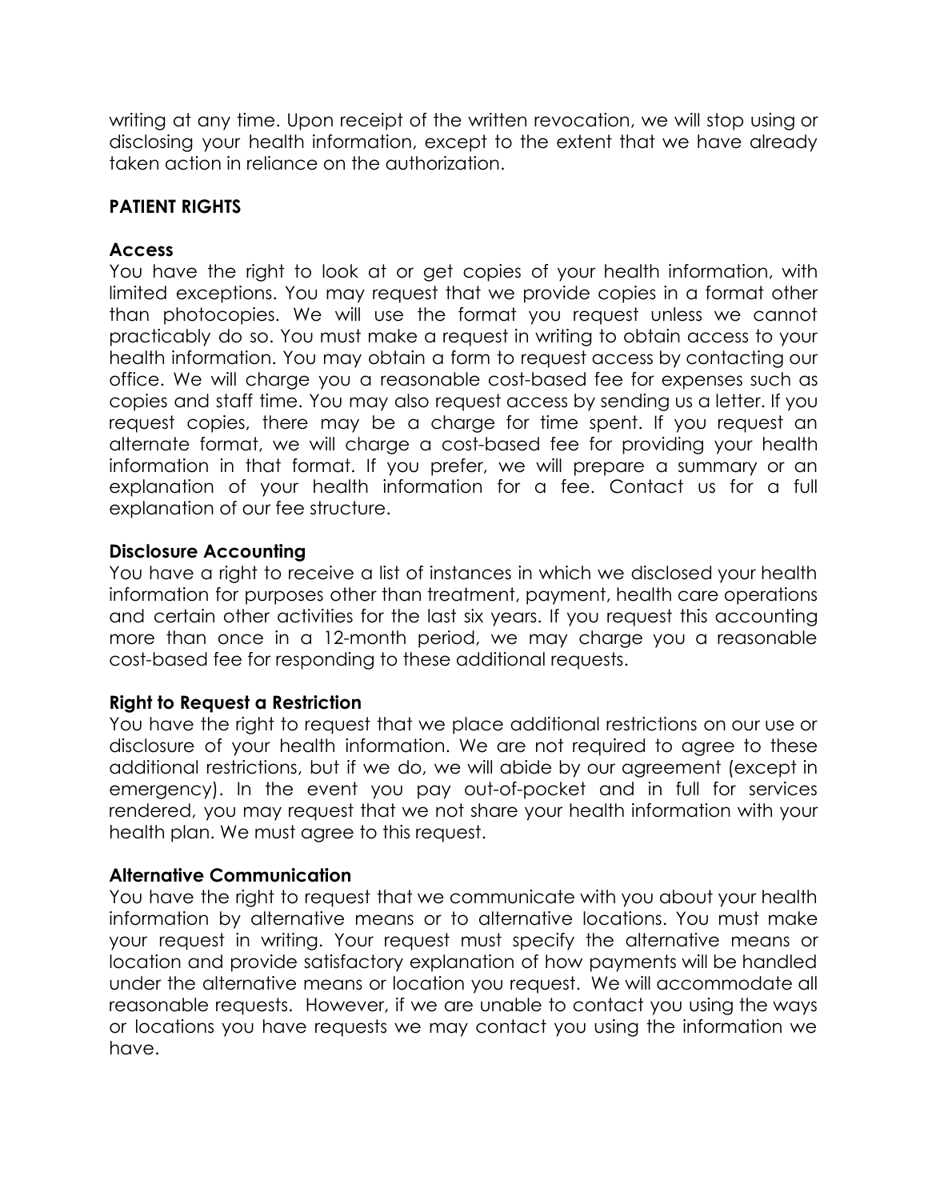writing at any time. Upon receipt of the written revocation, we will stop using or disclosing your health information, except to the extent that we have already taken action in reliance on the authorization.

## PATIENT RIGHTS

### Access

You have the right to look at or get copies of your health information, with limited exceptions. You may request that we provide copies in a format other than photocopies. We will use the format you request unless we cannot practicably do so. You must make a request in writing to obtain access to your health information. You may obtain a form to request access by contacting our office. We will charge you a reasonable cost-based fee for expenses such as copies and staff time. You may also request access by sending us a letter. If you request copies, there may be a charge for time spent. If you request an alternate format, we will charge a cost-based fee for providing your health information in that format. If you prefer, we will prepare a summary or an explanation of your health information for a fee. Contact us for a full explanation of our fee structure.

### Disclosure Accounting

You have a right to receive a list of instances in which we disclosed your health information for purposes other than treatment, payment, health care operations and certain other activities for the last six years. If you request this accounting more than once in a 12-month period, we may charge you a reasonable cost-based fee for responding to these additional requests.

### Right to Request a Restriction

You have the right to request that we place additional restrictions on our use or disclosure of your health information. We are not required to agree to these additional restrictions, but if we do, we will abide by our agreement (except in emergency). In the event you pay out-of-pocket and in full for services rendered, you may request that we not share your health information with your health plan. We must agree to this request.

### Alternative Communication

You have the right to request that we communicate with you about your health information by alternative means or to alternative locations. You must make your request in writing. Your request must specify the alternative means or location and provide satisfactory explanation of how payments will be handled under the alternative means or location you request. We will accommodate all reasonable requests. However, if we are unable to contact you using the ways or locations you have requests we may contact you using the information we have.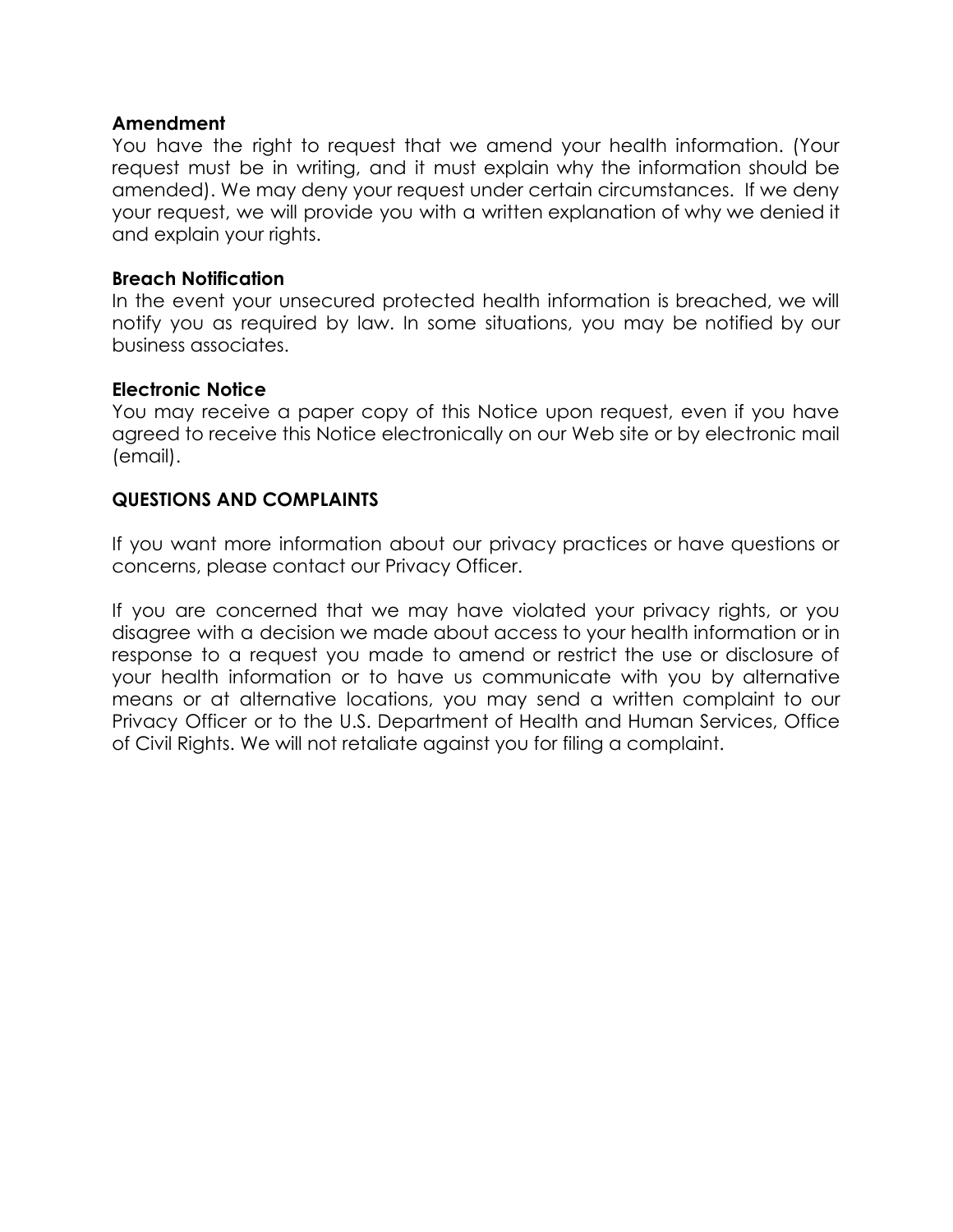**Amendment**
You have the right to request that we amend your health information. (Your request must be in writing, and it must explain why the information should be amended). We may deny your request under certain circumstances. If we deny your request, we will provide you with a written explanation of why we denied it and explain your rights.

**Breach Notification**
In the event your unsecured protected health information is breached, we will notify you as required by law. In some situations, you may be notified by our business associates.

**Electronic Notice**
You may receive a paper copy of this Notice upon request, even if you have agreed to receive this Notice electronically on our Web site or by electronic mail (email).

**QUESTIONS AND COMPLAINTS**

If you want more information about our privacy practices or have questions or concerns, please contact our Privacy Officer.

If you are concerned that we may have violated your privacy rights, or you disagree with a decision we made about access to your health information or in response to a request you made to amend or restrict the use or disclosure of your health information or to have us communicate with you by alternative means or at alternative locations, you may send a written complaint to our Privacy Officer or to the U.S. Department of Health and Human Services, Office of Civil Rights. We will not retaliate against you for filing a complaint.